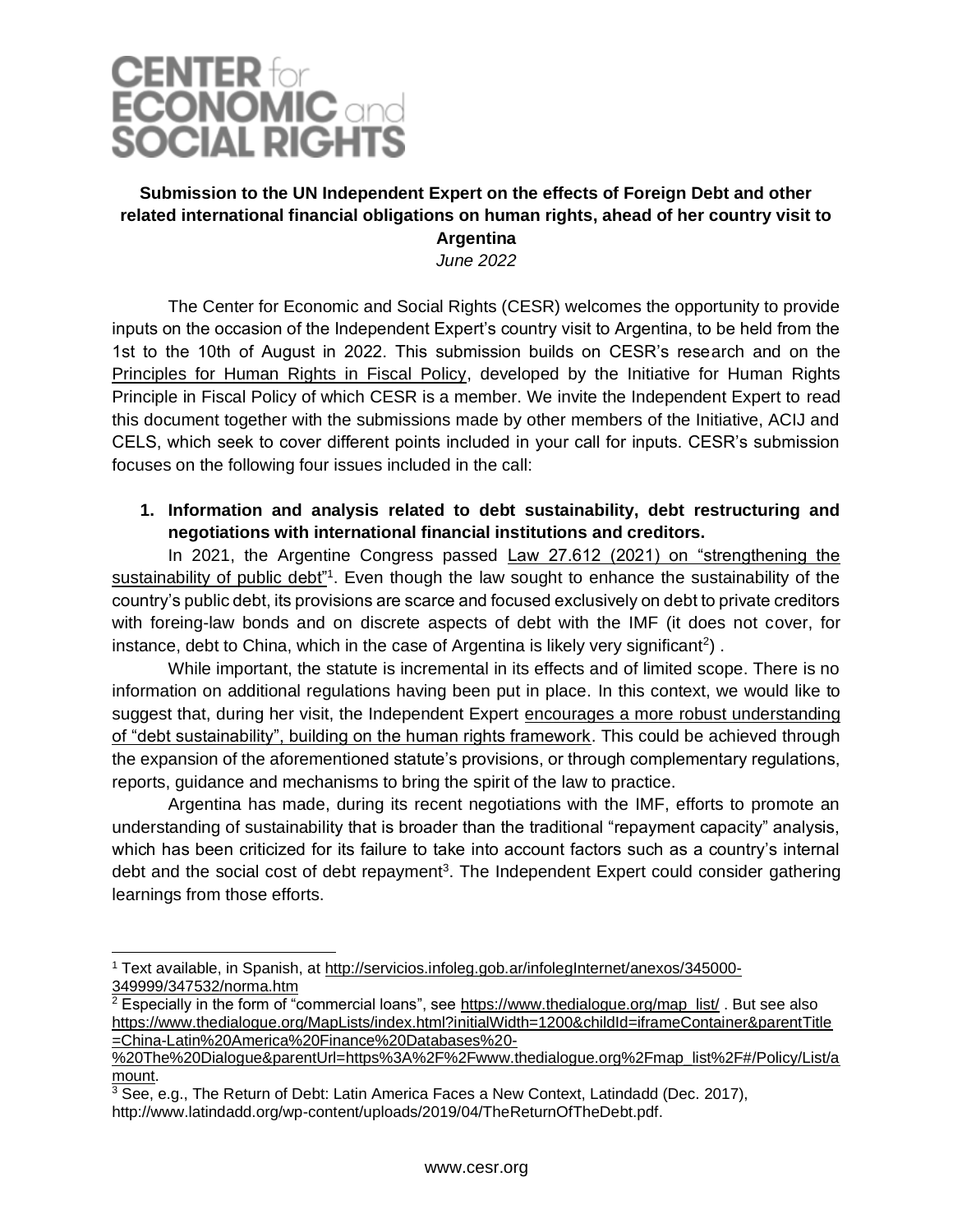# CENTER for ECONOMIC and SOCIAL RIGHTS

**Submission to the UN Independent Expert on the effects of Foreign Debt and other related international financial obligations on human rights, ahead of her country visit to Argentina**

*June 2022*

The Center for Economic and Social Rights (CESR) welcomes the opportunity to provide inputs on the occasion of the Independent Expert's country visit to Argentina, to be held from the 1st to the 10th of August in 2022. This submission builds on CESR's research and on the Principles for Human Rights in Fiscal Policy, developed by the Initiative for Human Rights Principle in Fiscal Policy of which CESR is a member. We invite the Independent Expert to read this document together with the submissions made by other members of the Initiative, ACIJ and CELS, which seek to cover different points included in your call for inputs. CESR's submission focuses on the following four issues included in the call:

1. **Information and analysis related to debt sustainability, debt restructuring and negotiations with international financial institutions and creditors.**

In 2021, the Argentine Congress passed Law 27.612 (2021) on "strengthening the sustainability of public debt"[1]. Even though the law sought to enhance the sustainability of the country's public debt, its provisions are scarce and focused exclusively on debt to private creditors with foreing-law bonds and on discrete aspects of debt with the IMF (it does not cover, for instance, debt to China, which in the case of Argentina is likely very significant[2]) .

While important, the statute is incremental in its effects and of limited scope. There is no information on additional regulations having been put in place. In this context, we would like to suggest that, during her visit, the Independent Expert encourages a more robust understanding of "debt sustainability", building on the human rights framework. This could be achieved through the expansion of the aforementioned statute's provisions, or through complementary regulations, reports, guidance and mechanisms to bring the spirit of the law to practice.

Argentina has made, during its recent negotiations with the IMF, efforts to promote an understanding of sustainability that is broader than the traditional "repayment capacity" analysis, which has been criticized for its failure to take into account factors such as a country's internal debt and the social cost of debt repayment[3]. The Independent Expert could consider gathering learnings from those efforts.

---

[1] Text available, in Spanish, at http://servicios.infoleg.gob.ar/infolegInternet/anexos/345000-349999/347532/norma.htm

[2] Especially in the form of "commercial loans", see https://www.thedialogue.org/map_list/ . But see also https://www.thedialogue.org/MapLists/index.html?initialWidth=1200&childId=iframeContainer&parentTitle=China-Latin%20America%20Finance%20Databases%20-%20The%20Dialogue&parentUrl=https%3A%2F%2Fwww.thedialogue.org%2Fmap_list%2F#/Policy/List/amount.

[3] See, e.g., The Return of Debt: Latin America Faces a New Context, Latindadd (Dec. 2017), http://www.latindadd.org/wp-content/uploads/2019/04/TheReturnOfTheDebt.pdf.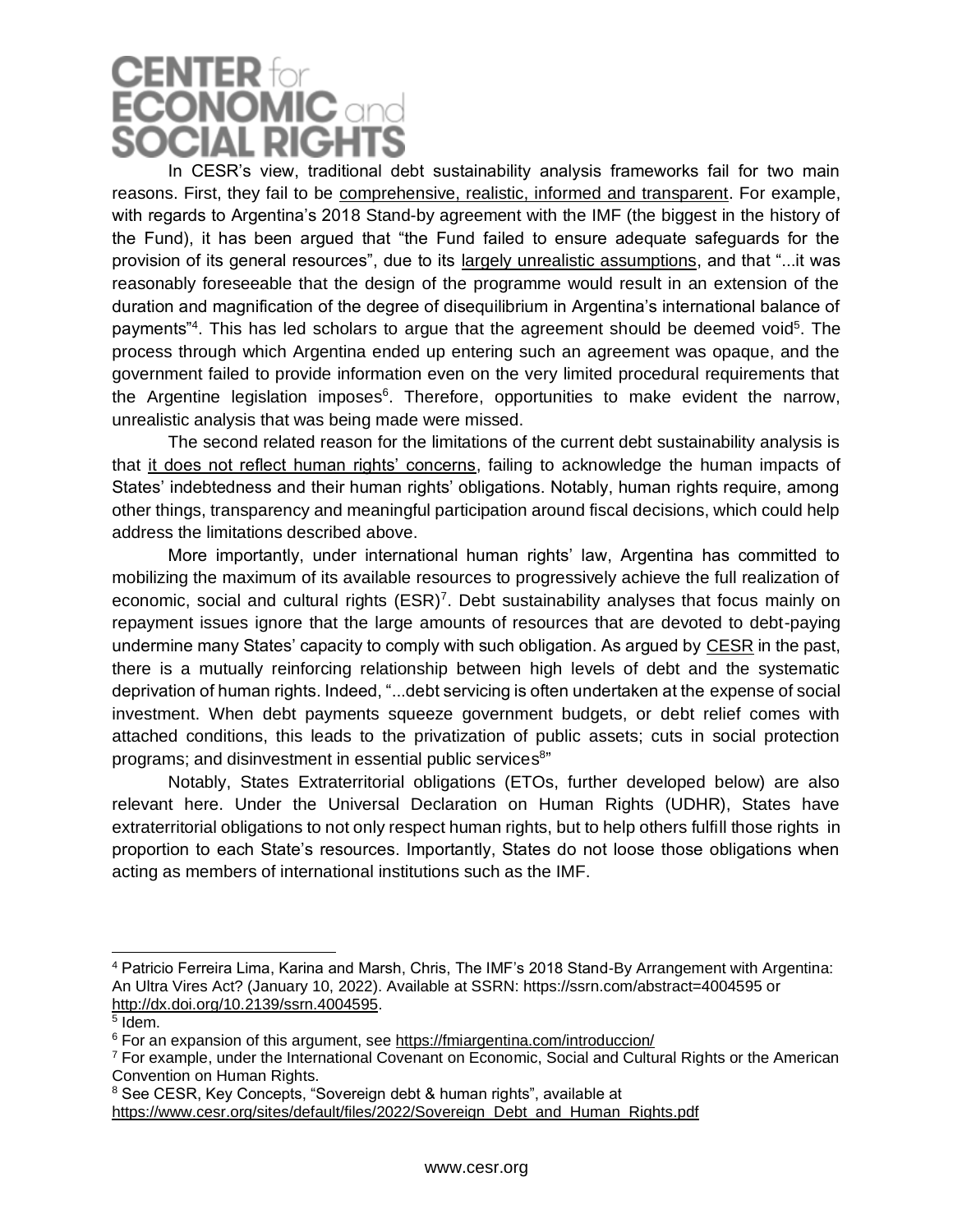In CESR's view, traditional debt sustainability analysis frameworks fail for two main reasons. First, they fail to be comprehensive, realistic, informed and transparent. For example, with regards to Argentina's 2018 Stand-by agreement with the IMF (the biggest in the history of the Fund), it has been argued that "the Fund failed to ensure adequate safeguards for the provision of its general resources", due to its largely unrealistic assumptions, and that "...it was reasonably foreseeable that the design of the programme would result in an extension of the duration and magnification of the degree of disequilibrium in Argentina's international balance of payments"[4]. This has led scholars to argue that the agreement should be deemed void[5]. The process through which Argentina ended up entering such an agreement was opaque, and the government failed to provide information even on the very limited procedural requirements that the Argentine legislation imposes[6]. Therefore, opportunities to make evident the narrow, unrealistic analysis that was being made were missed.

The second related reason for the limitations of the current debt sustainability analysis is that it does not reflect human rights' concerns, failing to acknowledge the human impacts of States' indebtedness and their human rights' obligations. Notably, human rights require, among other things, transparency and meaningful participation around fiscal decisions, which could help address the limitations described above.

More importantly, under international human rights' law, Argentina has committed to mobilizing the maximum of its available resources to progressively achieve the full realization of economic, social and cultural rights (ESR)[7]. Debt sustainability analyses that focus mainly on repayment issues ignore that the large amounts of resources that are devoted to debt-paying undermine many States' capacity to comply with such obligation. As argued by CESR in the past, there is a mutually reinforcing relationship between high levels of debt and the systematic deprivation of human rights. Indeed, "...debt servicing is often undertaken at the expense of social investment. When debt payments squeeze government budgets, or debt relief comes with attached conditions, this leads to the privatization of public assets; cuts in social protection programs; and disinvestment in essential public services[8]"

Notably, States Extraterritorial obligations (ETOs, further developed below) are also relevant here. Under the Universal Declaration on Human Rights (UDHR), States have extraterritorial obligations to not only respect human rights, but to help others fulfill those rights in proportion to each State's resources. Importantly, States do not loose those obligations when acting as members of international institutions such as the IMF.

---

[4] Patricio Ferreira Lima, Karina and Marsh, Chris, The IMF's 2018 Stand-By Arrangement with Argentina: An Ultra Vires Act? (January 10, 2022). Available at SSRN: https://ssrn.com/abstract=4004595 or http://dx.doi.org/10.2139/ssrn.4004595.

[5] Idem.

[6] For an expansion of this argument, see https://fmiargentina.com/introduccion/

[7] For example, under the International Covenant on Economic, Social and Cultural Rights or the American Convention on Human Rights.

[8] See CESR, Key Concepts, "Sovereign debt & human rights", available at https://www.cesr.org/sites/default/files/2022/Sovereign_Debt_and_Human_Rights.pdf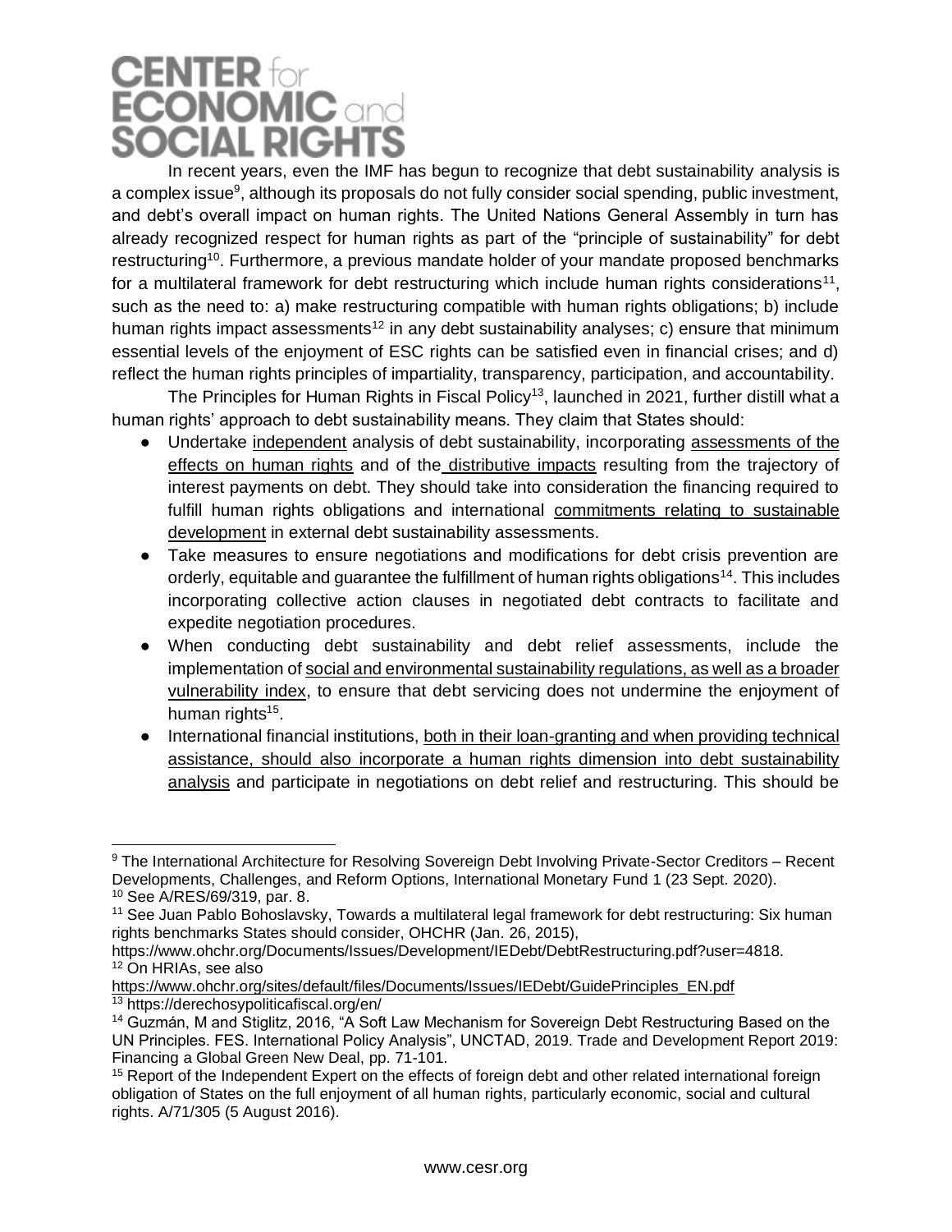In recent years, even the IMF has begun to recognize that debt sustainability analysis is a complex issue[9], although its proposals do not fully consider social spending, public investment, and debt's overall impact on human rights. The United Nations General Assembly in turn has already recognized respect for human rights as part of the "principle of sustainability" for debt restructuring[10]. Furthermore, a previous mandate holder of your mandate proposed benchmarks for a multilateral framework for debt restructuring which include human rights considerations[11], such as the need to: a) make restructuring compatible with human rights obligations; b) include human rights impact assessments[12] in any debt sustainability analyses; c) ensure that minimum essential levels of the enjoyment of ESC rights can be satisfied even in financial crises; and d) reflect the human rights principles of impartiality, transparency, participation, and accountability.

The Principles for Human Rights in Fiscal Policy[13], launched in 2021, further distill what a human rights' approach to debt sustainability means. They claim that States should:

- Undertake independent analysis of debt sustainability, incorporating assessments of the effects on human rights and of the distributive impacts resulting from the trajectory of interest payments on debt. They should take into consideration the financing required to fulfill human rights obligations and international commitments relating to sustainable development in external debt sustainability assessments.
- Take measures to ensure negotiations and modifications for debt crisis prevention are orderly, equitable and guarantee the fulfillment of human rights obligations[14]. This includes incorporating collective action clauses in negotiated debt contracts to facilitate and expedite negotiation procedures.
- When conducting debt sustainability and debt relief assessments, include the implementation of social and environmental sustainability regulations, as well as a broader vulnerability index, to ensure that debt servicing does not undermine the enjoyment of human rights[15].
- International financial institutions, both in their loan-granting and when providing technical assistance, should also incorporate a human rights dimension into debt sustainability analysis and participate in negotiations on debt relief and restructuring. This should be

---

[9] The International Architecture for Resolving Sovereign Debt Involving Private-Sector Creditors – Recent Developments, Challenges, and Reform Options, International Monetary Fund 1 (23 Sept. 2020).

[10] See A/RES/69/319, par. 8.

[11] See Juan Pablo Bohoslavsky, Towards a multilateral legal framework for debt restructuring: Six human rights benchmarks States should consider, OHCHR (Jan. 26, 2015), https://www.ohchr.org/Documents/Issues/Development/IEDebt/DebtRestructuring.pdf?user=4818.

[12] On HRIAs, see also https://www.ohchr.org/sites/default/files/Documents/Issues/IEDebt/GuidePrinciples_EN.pdf

[13] https://derechosypoliticafiscal.org/en/

[14] Guzmán, M and Stiglitz, 2016, "A Soft Law Mechanism for Sovereign Debt Restructuring Based on the UN Principles. FES. International Policy Analysis", UNCTAD, 2019. Trade and Development Report 2019: Financing a Global Green New Deal, pp. 71-101.

[15] Report of the Independent Expert on the effects of foreign debt and other related international foreign obligation of States on the full enjoyment of all human rights, particularly economic, social and cultural rights. A/71/305 (5 August 2016).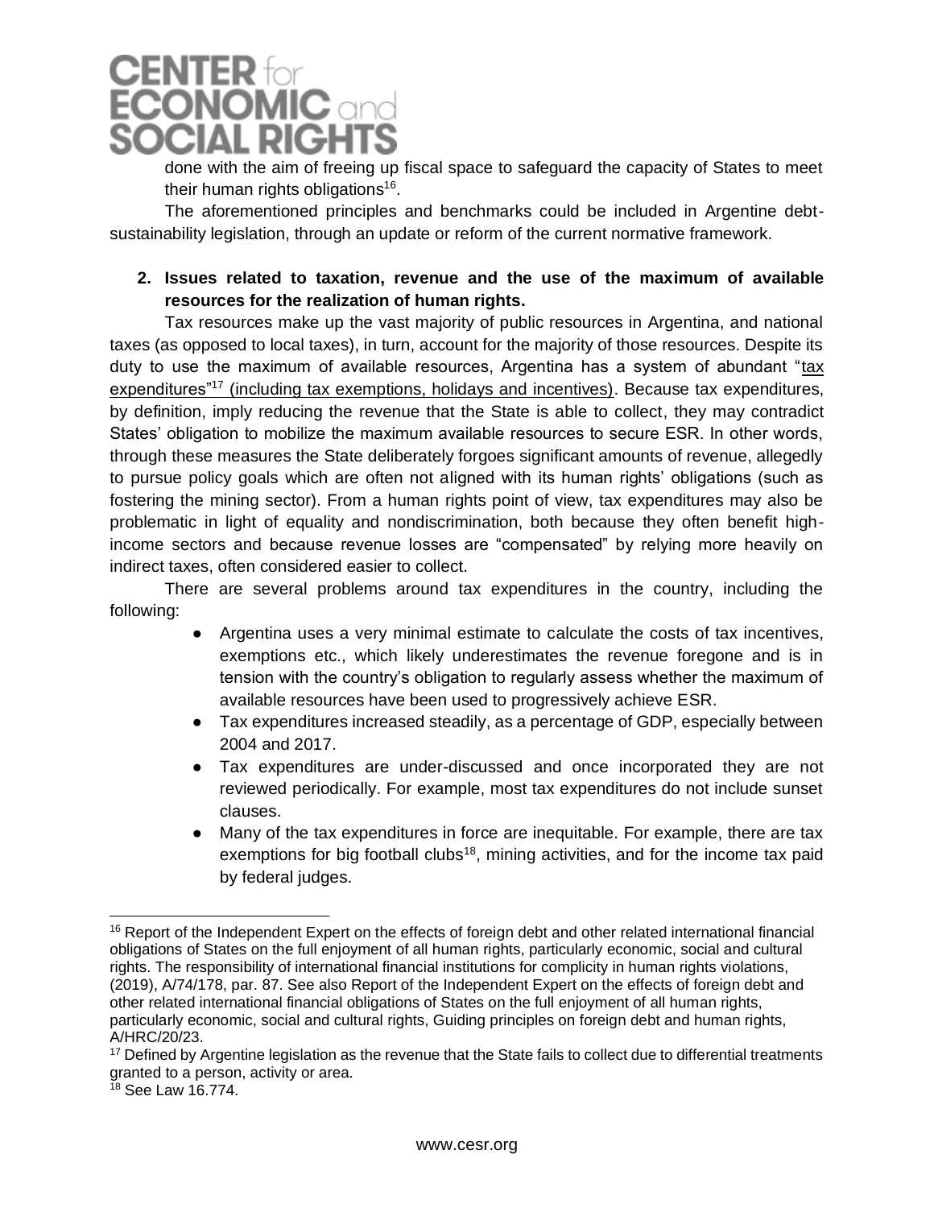done with the aim of freeing up fiscal space to safeguard the capacity of States to meet their human rights obligations[16].

The aforementioned principles and benchmarks could be included in Argentine debt-sustainability legislation, through an update or reform of the current normative framework.

## 2. Issues related to taxation, revenue and the use of the maximum of available resources for the realization of human rights.

Tax resources make up the vast majority of public resources in Argentina, and national taxes (as opposed to local taxes), in turn, account for the majority of those resources. Despite its duty to use the maximum of available resources, Argentina has a system of abundant "tax expenditures"[17] (including tax exemptions, holidays and incentives). Because tax expenditures, by definition, imply reducing the revenue that the State is able to collect, they may contradict States' obligation to mobilize the maximum available resources to secure ESR. In other words, through these measures the State deliberately forgoes significant amounts of revenue, allegedly to pursue policy goals which are often not aligned with its human rights' obligations (such as fostering the mining sector). From a human rights point of view, tax expenditures may also be problematic in light of equality and nondiscrimination, both because they often benefit high-income sectors and because revenue losses are "compensated" by relying more heavily on indirect taxes, often considered easier to collect.

There are several problems around tax expenditures in the country, including the following:

- Argentina uses a very minimal estimate to calculate the costs of tax incentives, exemptions etc., which likely underestimates the revenue foregone and is in tension with the country's obligation to regularly assess whether the maximum of available resources have been used to progressively achieve ESR.
- Tax expenditures increased steadily, as a percentage of GDP, especially between 2004 and 2017.
- Tax expenditures are under-discussed and once incorporated they are not reviewed periodically. For example, most tax expenditures do not include sunset clauses.
- Many of the tax expenditures in force are inequitable. For example, there are tax exemptions for big football clubs[18], mining activities, and for the income tax paid by federal judges.

---

[16] Report of the Independent Expert on the effects of foreign debt and other related international financial obligations of States on the full enjoyment of all human rights, particularly economic, social and cultural rights. The responsibility of international financial institutions for complicity in human rights violations, (2019), A/74/178, par. 87. See also Report of the Independent Expert on the effects of foreign debt and other related international financial obligations of States on the full enjoyment of all human rights, particularly economic, social and cultural rights, Guiding principles on foreign debt and human rights, A/HRC/20/23.

[17] Defined by Argentine legislation as the revenue that the State fails to collect due to differential treatments granted to a person, activity or area.

[18] See Law 16.774.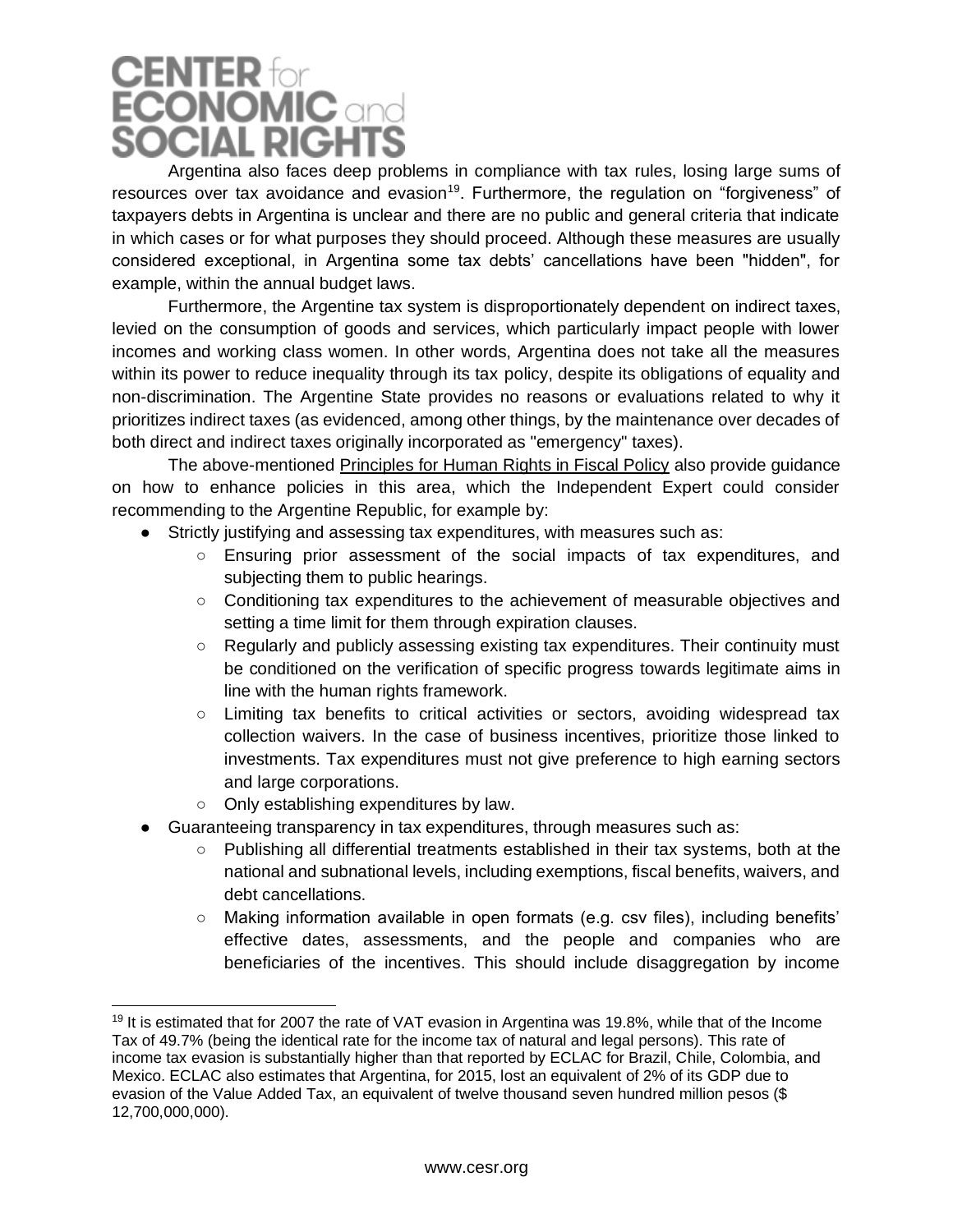Argentina also faces deep problems in compliance with tax rules, losing large sums of resources over tax avoidance and evasion[19]. Furthermore, the regulation on "forgiveness" of taxpayers debts in Argentina is unclear and there are no public and general criteria that indicate in which cases or for what purposes they should proceed. Although these measures are usually considered exceptional, in Argentina some tax debts' cancellations have been "hidden", for example, within the annual budget laws.

Furthermore, the Argentine tax system is disproportionately dependent on indirect taxes, levied on the consumption of goods and services, which particularly impact people with lower incomes and working class women. In other words, Argentina does not take all the measures within its power to reduce inequality through its tax policy, despite its obligations of equality and non-discrimination. The Argentine State provides no reasons or evaluations related to why it prioritizes indirect taxes (as evidenced, among other things, by the maintenance over decades of both direct and indirect taxes originally incorporated as "emergency" taxes).

The above-mentioned Principles for Human Rights in Fiscal Policy also provide guidance on how to enhance policies in this area, which the Independent Expert could consider recommending to the Argentine Republic, for example by:

- Strictly justifying and assessing tax expenditures, with measures such as:
  - Ensuring prior assessment of the social impacts of tax expenditures, and subjecting them to public hearings.
  - Conditioning tax expenditures to the achievement of measurable objectives and setting a time limit for them through expiration clauses.
  - Regularly and publicly assessing existing tax expenditures. Their continuity must be conditioned on the verification of specific progress towards legitimate aims in line with the human rights framework.
  - Limiting tax benefits to critical activities or sectors, avoiding widespread tax collection waivers. In the case of business incentives, prioritize those linked to investments. Tax expenditures must not give preference to high earning sectors and large corporations.
  - Only establishing expenditures by law.
- Guaranteeing transparency in tax expenditures, through measures such as:
  - Publishing all differential treatments established in their tax systems, both at the national and subnational levels, including exemptions, fiscal benefits, waivers, and debt cancellations.
  - Making information available in open formats (e.g. csv files), including benefits' effective dates, assessments, and the people and companies who are beneficiaries of the incentives. This should include disaggregation by income

---

[19] It is estimated that for 2007 the rate of VAT evasion in Argentina was 19.8%, while that of the Income Tax of 49.7% (being the identical rate for the income tax of natural and legal persons). This rate of income tax evasion is substantially higher than that reported by ECLAC for Brazil, Chile, Colombia, and Mexico. ECLAC also estimates that Argentina, for 2015, lost an equivalent of 2% of its GDP due to evasion of the Value Added Tax, an equivalent of twelve thousand seven hundred million pesos ($ 12,700,000,000).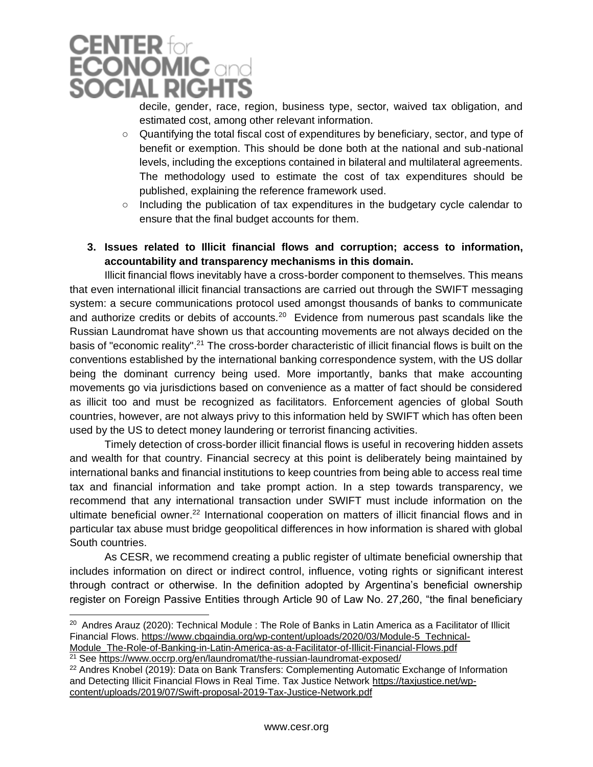decile, gender, race, region, business type, sector, waived tax obligation, and estimated cost, among other relevant information.

- Quantifying the total fiscal cost of expenditures by beneficiary, sector, and type of benefit or exemption. This should be done both at the national and sub-national levels, including the exceptions contained in bilateral and multilateral agreements. The methodology used to estimate the cost of tax expenditures should be published, explaining the reference framework used.
- Including the publication of tax expenditures in the budgetary cycle calendar to ensure that the final budget accounts for them.

### 3. Issues related to Illicit financial flows and corruption; access to information, accountability and transparency mechanisms in this domain.

Illicit financial flows inevitably have a cross-border component to themselves. This means that even international illicit financial transactions are carried out through the SWIFT messaging system: a secure communications protocol used amongst thousands of banks to communicate and authorize credits or debits of accounts.[20] Evidence from numerous past scandals like the Russian Laundromat have shown us that accounting movements are not always decided on the basis of "economic reality".[21] The cross-border characteristic of illicit financial flows is built on the conventions established by the international banking correspondence system, with the US dollar being the dominant currency being used. More importantly, banks that make accounting movements go via jurisdictions based on convenience as a matter of fact should be considered as illicit too and must be recognized as facilitators. Enforcement agencies of global South countries, however, are not always privy to this information held by SWIFT which has often been used by the US to detect money laundering or terrorist financing activities.

Timely detection of cross-border illicit financial flows is useful in recovering hidden assets and wealth for that country. Financial secrecy at this point is deliberately being maintained by international banks and financial institutions to keep countries from being able to access real time tax and financial information and take prompt action. In a step towards transparency, we recommend that any international transaction under SWIFT must include information on the ultimate beneficial owner.[22] International cooperation on matters of illicit financial flows and in particular tax abuse must bridge geopolitical differences in how information is shared with global South countries.

As CESR, we recommend creating a public register of ultimate beneficial ownership that includes information on direct or indirect control, influence, voting rights or significant interest through contract or otherwise. In the definition adopted by Argentina's beneficial ownership register on Foreign Passive Entities through Article 90 of Law No. 27,260, "the final beneficiary

---

[20] Andres Arauz (2020): Technical Module : The Role of Banks in Latin America as a Facilitator of Illicit Financial Flows. https://www.cbgaindia.org/wp-content/uploads/2020/03/Module-5_Technical-Module_The-Role-of-Banking-in-Latin-America-as-a-Facilitator-of-Illicit-Financial-Flows.pdf

[21] See https://www.occrp.org/en/laundromat/the-russian-laundromat-exposed/

[22] Andres Knobel (2019): Data on Bank Transfers: Complementing Automatic Exchange of Information and Detecting Illicit Financial Flows in Real Time. Tax Justice Network https://taxjustice.net/wp-content/uploads/2019/07/Swift-proposal-2019-Tax-Justice-Network.pdf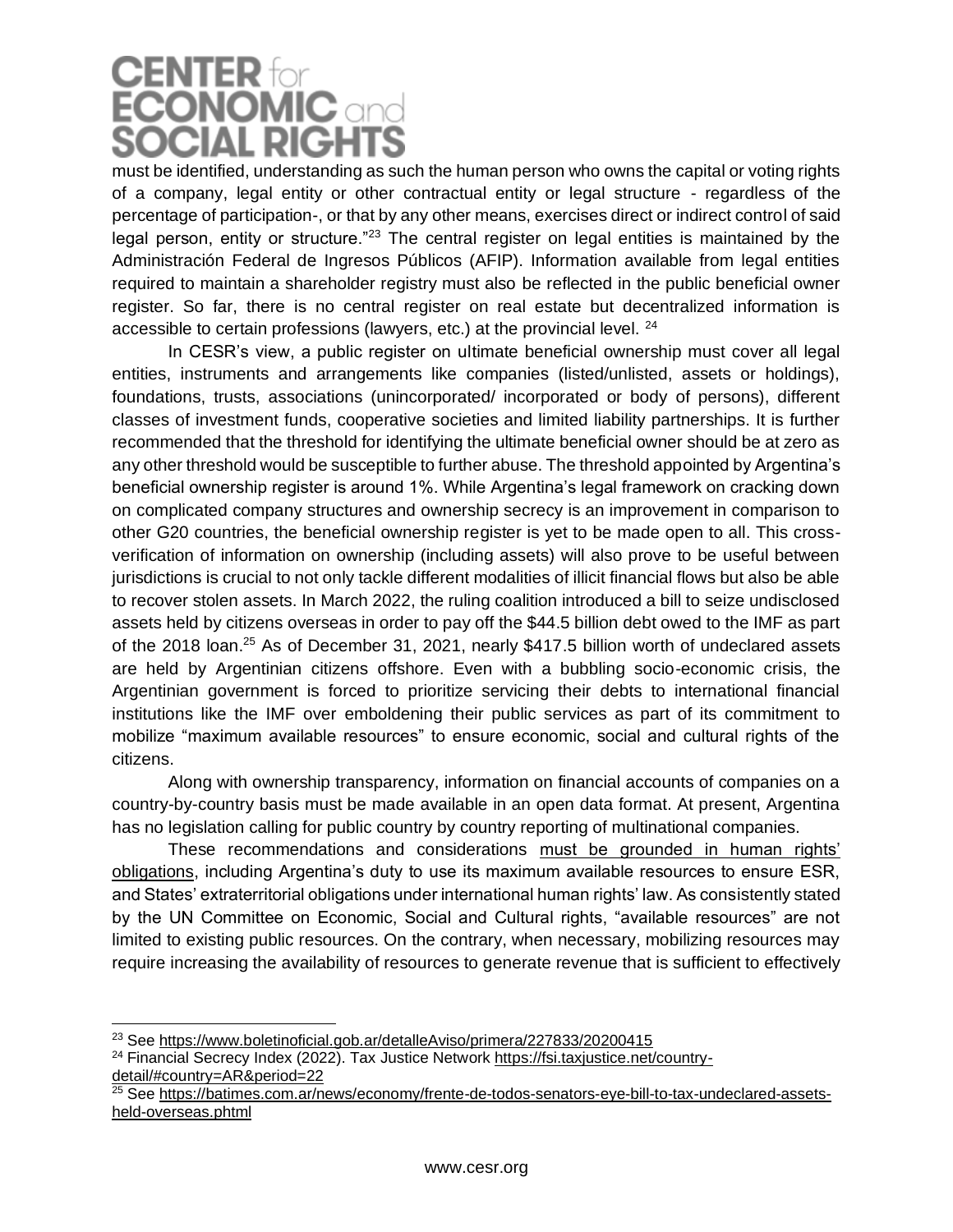must be identified, understanding as such the human person who owns the capital or voting rights of a company, legal entity or other contractual entity or legal structure - regardless of the percentage of participation-, or that by any other means, exercises direct or indirect control of said legal person, entity or structure."[23] The central register on legal entities is maintained by the Administración Federal de Ingresos Públicos (AFIP). Information available from legal entities required to maintain a shareholder registry must also be reflected in the public beneficial owner register. So far, there is no central register on real estate but decentralized information is accessible to certain professions (lawyers, etc.) at the provincial level. [24]

In CESR's view, a public register on ultimate beneficial ownership must cover all legal entities, instruments and arrangements like companies (listed/unlisted, assets or holdings), foundations, trusts, associations (unincorporated/ incorporated or body of persons), different classes of investment funds, cooperative societies and limited liability partnerships. It is further recommended that the threshold for identifying the ultimate beneficial owner should be at zero as any other threshold would be susceptible to further abuse. The threshold appointed by Argentina's beneficial ownership register is around 1%. While Argentina's legal framework on cracking down on complicated company structures and ownership secrecy is an improvement in comparison to other G20 countries, the beneficial ownership register is yet to be made open to all. This cross-verification of information on ownership (including assets) will also prove to be useful between jurisdictions is crucial to not only tackle different modalities of illicit financial flows but also be able to recover stolen assets. In March 2022, the ruling coalition introduced a bill to seize undisclosed assets held by citizens overseas in order to pay off the $44.5 billion debt owed to the IMF as part of the 2018 loan.[25] As of December 31, 2021, nearly $417.5 billion worth of undeclared assets are held by Argentinian citizens offshore. Even with a bubbling socio-economic crisis, the Argentinian government is forced to prioritize servicing their debts to international financial institutions like the IMF over emboldening their public services as part of its commitment to mobilize "maximum available resources" to ensure economic, social and cultural rights of the citizens.

Along with ownership transparency, information on financial accounts of companies on a country-by-country basis must be made available in an open data format. At present, Argentina has no legislation calling for public country by country reporting of multinational companies.

These recommendations and considerations must be grounded in human rights' obligations, including Argentina's duty to use its maximum available resources to ensure ESR, and States' extraterritorial obligations under international human rights' law. As consistently stated by the UN Committee on Economic, Social and Cultural rights, "available resources" are not limited to existing public resources. On the contrary, when necessary, mobilizing resources may require increasing the availability of resources to generate revenue that is sufficient to effectively

---

[23] See https://www.boletinoficial.gob.ar/detalleAviso/primera/227833/20200415

[24] Financial Secrecy Index (2022). Tax Justice Network https://fsi.taxjustice.net/country-detail/#country=AR&period=22

[25] See https://batimes.com.ar/news/economy/frente-de-todos-senators-eye-bill-to-tax-undeclared-assets-held-overseas.phtml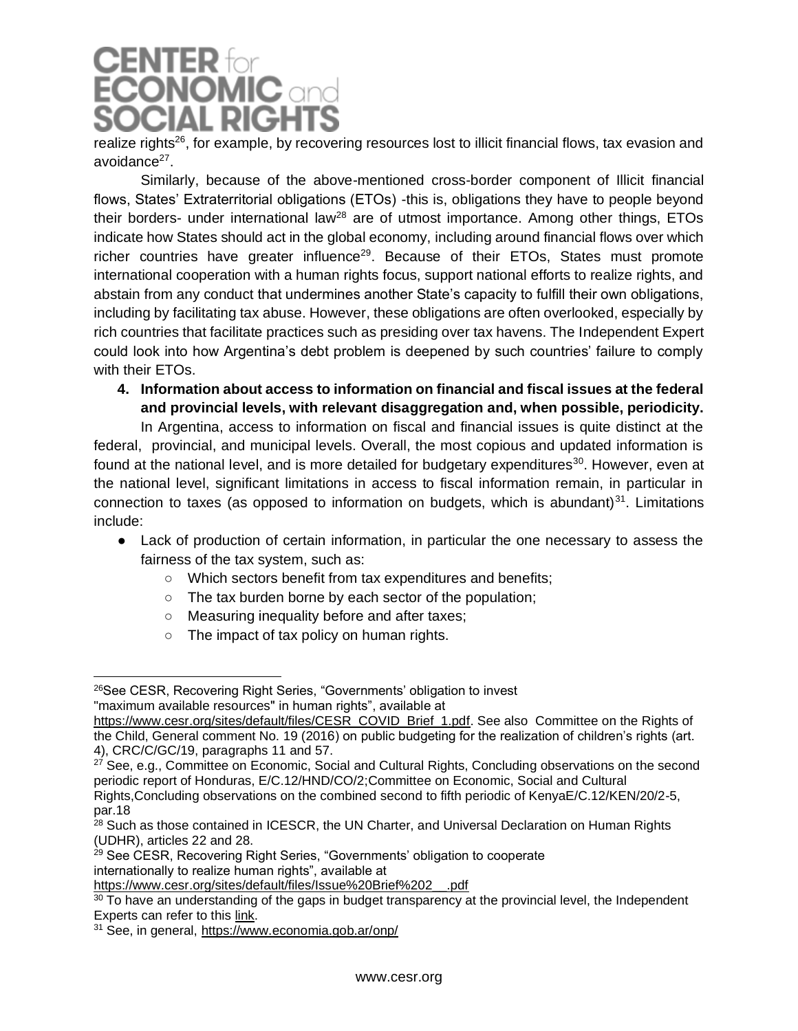realize rights[26], for example, by recovering resources lost to illicit financial flows, tax evasion and avoidance[27].

Similarly, because of the above-mentioned cross-border component of Illicit financial flows, States' Extraterritorial obligations (ETOs) -this is, obligations they have to people beyond their borders- under international law[28] are of utmost importance. Among other things, ETOs indicate how States should act in the global economy, including around financial flows over which richer countries have greater influence[29]. Because of their ETOs, States must promote international cooperation with a human rights focus, support national efforts to realize rights, and abstain from any conduct that undermines another State's capacity to fulfill their own obligations, including by facilitating tax abuse. However, these obligations are often overlooked, especially by rich countries that facilitate practices such as presiding over tax havens. The Independent Expert could look into how Argentina's debt problem is deepened by such countries' failure to comply with their ETOs.

4. **Information about access to information on financial and fiscal issues at the federal and provincial levels, with relevant disaggregation and, when possible, periodicity.**

In Argentina, access to information on fiscal and financial issues is quite distinct at the federal, provincial, and municipal levels. Overall, the most copious and updated information is found at the national level, and is more detailed for budgetary expenditures[30]. However, even at the national level, significant limitations in access to fiscal information remain, in particular in connection to taxes (as opposed to information on budgets, which is abundant)[31]. Limitations include:

- Lack of production of certain information, in particular the one necessary to assess the fairness of the tax system, such as:
    - Which sectors benefit from tax expenditures and benefits;
    - The tax burden borne by each sector of the population;
    - Measuring inequality before and after taxes;
    - The impact of tax policy on human rights.

---

[26] See CESR, Recovering Right Series, "Governments' obligation to invest "maximum available resources" in human rights", available at https://www.cesr.org/sites/default/files/CESR_COVID_Brief_1.pdf. See also Committee on the Rights of the Child, General comment No. 19 (2016) on public budgeting for the realization of children's rights (art. 4), CRC/C/GC/19, paragraphs 11 and 57.

[27] See, e.g., Committee on Economic, Social and Cultural Rights, Concluding observations on the second periodic report of Honduras, E/C.12/HND/CO/2;Committee on Economic, Social and Cultural Rights,Concluding observations on the combined second to fifth periodic of KenyaE/C.12/KEN/20/2-5, par.18

[28] Such as those contained in ICESCR, the UN Charter, and Universal Declaration on Human Rights (UDHR), articles 22 and 28.

[29] See CESR, Recovering Right Series, "Governments' obligation to cooperate internationally to realize human rights", available at https://www.cesr.org/sites/default/files/Issue%20Brief%202__.pdf

[30] To have an understanding of the gaps in budget transparency at the provincial level, the Independent Experts can refer to this link.

[31] See, in general, https://www.economia.gob.ar/onp/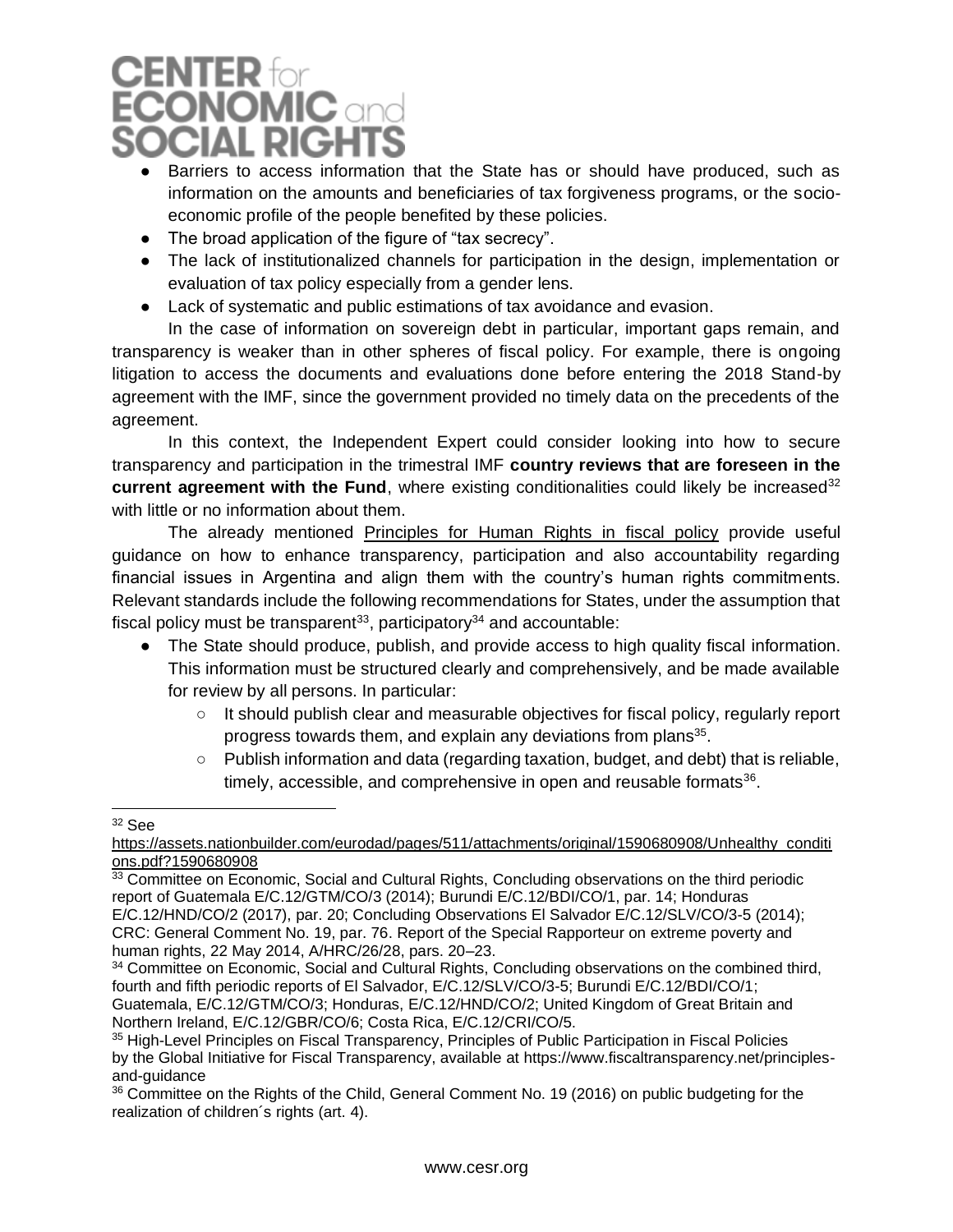- Barriers to access information that the State has or should have produced, such as information on the amounts and beneficiaries of tax forgiveness programs, or the socio-economic profile of the people benefited by these policies.
- The broad application of the figure of "tax secrecy".
- The lack of institutionalized channels for participation in the design, implementation or evaluation of tax policy especially from a gender lens.
- Lack of systematic and public estimations of tax avoidance and evasion.

In the case of information on sovereign debt in particular, important gaps remain, and transparency is weaker than in other spheres of fiscal policy. For example, there is ongoing litigation to access the documents and evaluations done before entering the 2018 Stand-by agreement with the IMF, since the government provided no timely data on the precedents of the agreement.

In this context, the Independent Expert could consider looking into how to secure transparency and participation in the trimestral IMF **country reviews that are foreseen in the current agreement with the Fund**, where existing conditionalities could likely be increased[32] with little or no information about them.

The already mentioned Principles for Human Rights in fiscal policy provide useful guidance on how to enhance transparency, participation and also accountability regarding financial issues in Argentina and align them with the country's human rights commitments. Relevant standards include the following recommendations for States, under the assumption that fiscal policy must be transparent[33], participatory[34] and accountable:

- The State should produce, publish, and provide access to high quality fiscal information. This information must be structured clearly and comprehensively, and be made available for review by all persons. In particular:
  - It should publish clear and measurable objectives for fiscal policy, regularly report progress towards them, and explain any deviations from plans[35].
  - Publish information and data (regarding taxation, budget, and debt) that is reliable, timely, accessible, and comprehensive in open and reusable formats[36].

---

[32] See https://assets.nationbuilder.com/eurodad/pages/511/attachments/original/1590680908/Unhealthy_conditions.pdf?1590680908

[33] Committee on Economic, Social and Cultural Rights, Concluding observations on the third periodic report of Guatemala E/C.12/GTM/CO/3 (2014); Burundi E/C.12/BDI/CO/1, par. 14; Honduras E/C.12/HND/CO/2 (2017), par. 20; Concluding Observations El Salvador E/C.12/SLV/CO/3-5 (2014); CRC: General Comment No. 19, par. 76. Report of the Special Rapporteur on extreme poverty and human rights, 22 May 2014, A/HRC/26/28, pars. 20–23.

[34] Committee on Economic, Social and Cultural Rights, Concluding observations on the combined third, fourth and fifth periodic reports of El Salvador, E/C.12/SLV/CO/3-5; Burundi E/C.12/BDI/CO/1; Guatemala, E/C.12/GTM/CO/3; Honduras, E/C.12/HND/CO/2; United Kingdom of Great Britain and Northern Ireland, E/C.12/GBR/CO/6; Costa Rica, E/C.12/CRI/CO/5.

[35] High-Level Principles on Fiscal Transparency, Principles of Public Participation in Fiscal Policies by the Global Initiative for Fiscal Transparency, available at https://www.fiscaltransparency.net/principles-and-guidance

[36] Committee on the Rights of the Child, General Comment No. 19 (2016) on public budgeting for the realization of children´s rights (art. 4).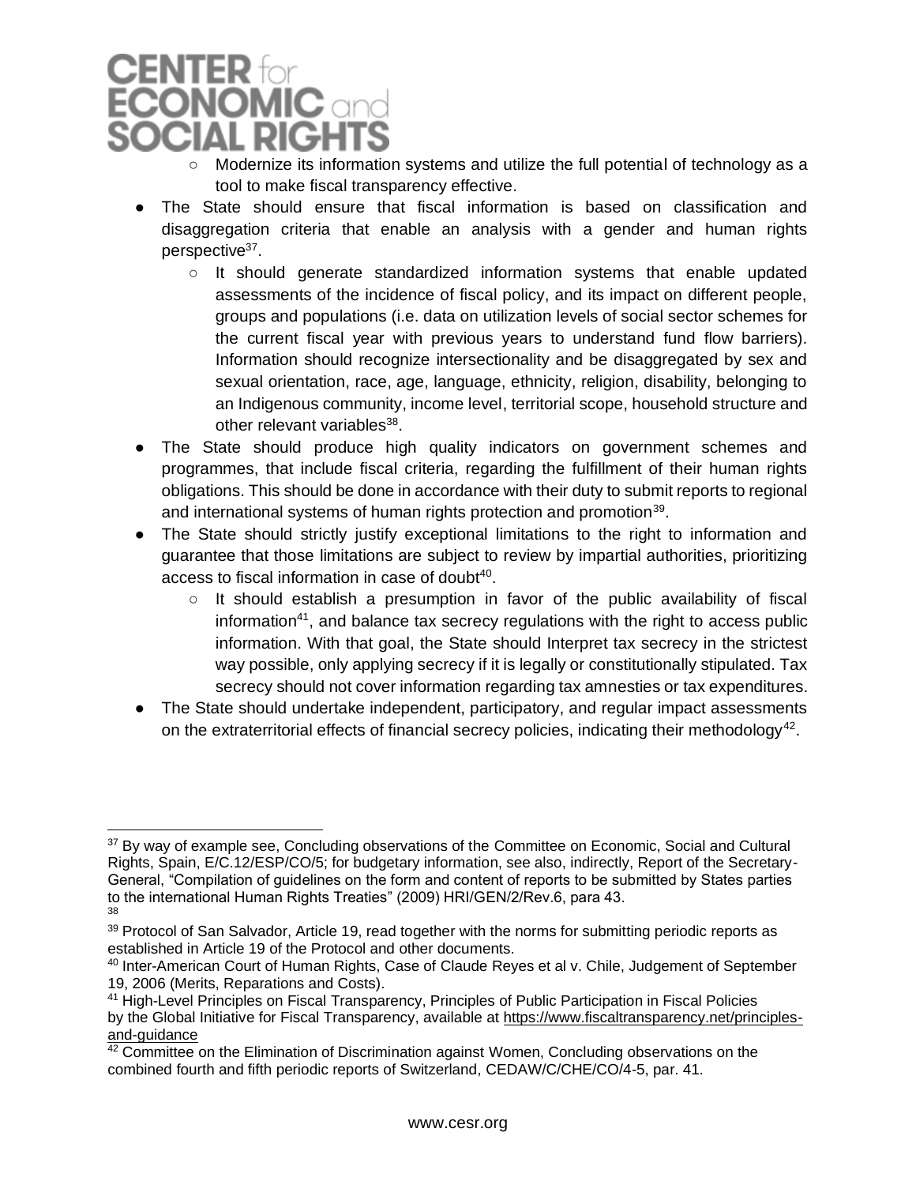- Modernize its information systems and utilize the full potential of technology as a tool to make fiscal transparency effective.

- The State should ensure that fiscal information is based on classification and disaggregation criteria that enable an analysis with a gender and human rights perspective[37].
    - It should generate standardized information systems that enable updated assessments of the incidence of fiscal policy, and its impact on different people, groups and populations (i.e. data on utilization levels of social sector schemes for the current fiscal year with previous years to understand fund flow barriers). Information should recognize intersectionality and be disaggregated by sex and sexual orientation, race, age, language, ethnicity, religion, disability, belonging to an Indigenous community, income level, territorial scope, household structure and other relevant variables[38].
- The State should produce high quality indicators on government schemes and programmes, that include fiscal criteria, regarding the fulfillment of their human rights obligations. This should be done in accordance with their duty to submit reports to regional and international systems of human rights protection and promotion[39].
- The State should strictly justify exceptional limitations to the right to information and guarantee that those limitations are subject to review by impartial authorities, prioritizing access to fiscal information in case of doubt[40].
    - It should establish a presumption in favor of the public availability of fiscal information[41], and balance tax secrecy regulations with the right to access public information. With that goal, the State should Interpret tax secrecy in the strictest way possible, only applying secrecy if it is legally or constitutionally stipulated. Tax secrecy should not cover information regarding tax amnesties or tax expenditures.
- The State should undertake independent, participatory, and regular impact assessments on the extraterritorial effects of financial secrecy policies, indicating their methodology[42].

---

[37] By way of example see, Concluding observations of the Committee on Economic, Social and Cultural Rights, Spain, E/C.12/ESP/CO/5; for budgetary information, see also, indirectly, Report of the Secretary-General, "Compilation of guidelines on the form and content of reports to be submitted by States parties to the international Human Rights Treaties" (2009) HRI/GEN/2/Rev.6, para 43.

[38]

[39] Protocol of San Salvador, Article 19, read together with the norms for submitting periodic reports as established in Article 19 of the Protocol and other documents.

[40] Inter-American Court of Human Rights, Case of Claude Reyes et al v. Chile, Judgement of September 19, 2006 (Merits, Reparations and Costs).

[41] High-Level Principles on Fiscal Transparency, Principles of Public Participation in Fiscal Policies by the Global Initiative for Fiscal Transparency, available at https://www.fiscaltransparency.net/principles-and-guidance

[42] Committee on the Elimination of Discrimination against Women, Concluding observations on the combined fourth and fifth periodic reports of Switzerland, CEDAW/C/CHE/CO/4-5, par. 41.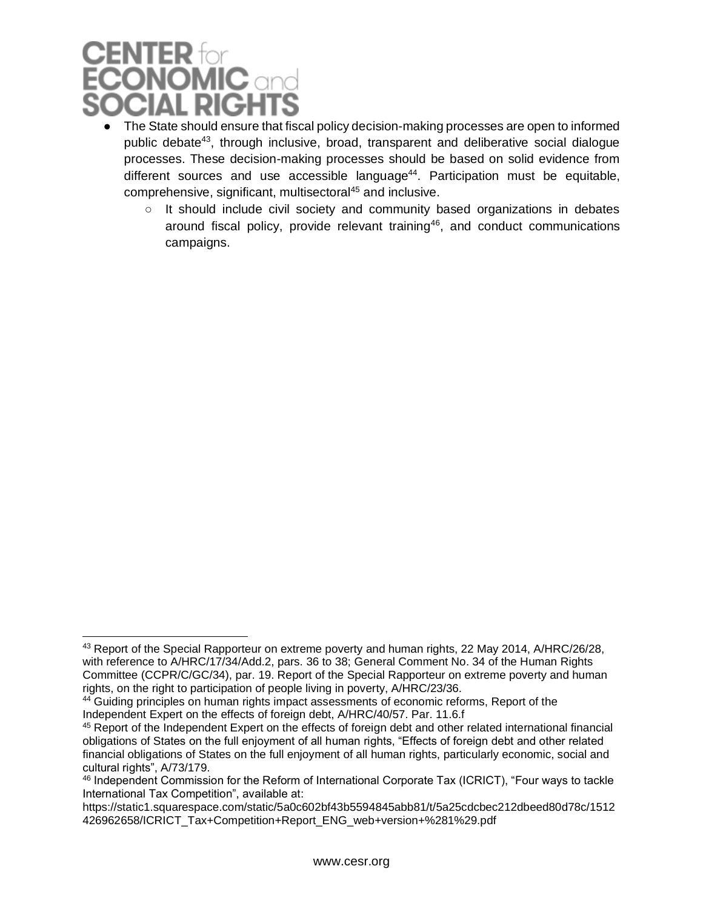- The State should ensure that fiscal policy decision-making processes are open to informed public debate[43], through inclusive, broad, transparent and deliberative social dialogue processes. These decision-making processes should be based on solid evidence from different sources and use accessible language[44]. Participation must be equitable, comprehensive, significant, multisectoral[45] and inclusive.
  - It should include civil society and community based organizations in debates around fiscal policy, provide relevant training[46], and conduct communications campaigns.

---

[43] Report of the Special Rapporteur on extreme poverty and human rights, 22 May 2014, A/HRC/26/28, with reference to A/HRC/17/34/Add.2, pars. 36 to 38; General Comment No. 34 of the Human Rights Committee (CCPR/C/GC/34), par. 19. Report of the Special Rapporteur on extreme poverty and human rights, on the right to participation of people living in poverty, A/HRC/23/36.

[44] Guiding principles on human rights impact assessments of economic reforms, Report of the Independent Expert on the effects of foreign debt, A/HRC/40/57. Par. 11.6.f

[45] Report of the Independent Expert on the effects of foreign debt and other related international financial obligations of States on the full enjoyment of all human rights, "Effects of foreign debt and other related financial obligations of States on the full enjoyment of all human rights, particularly economic, social and cultural rights", A/73/179.

[46] Independent Commission for the Reform of International Corporate Tax (ICRICT), "Four ways to tackle International Tax Competition", available at: https://static1.squarespace.com/static/5a0c602bf43b5594845abb81/t/5a25cdcbec212dbeed80d78c/1512426962658/ICRICT_Tax+Competition+Report_ENG_web+version+%281%29.pdf